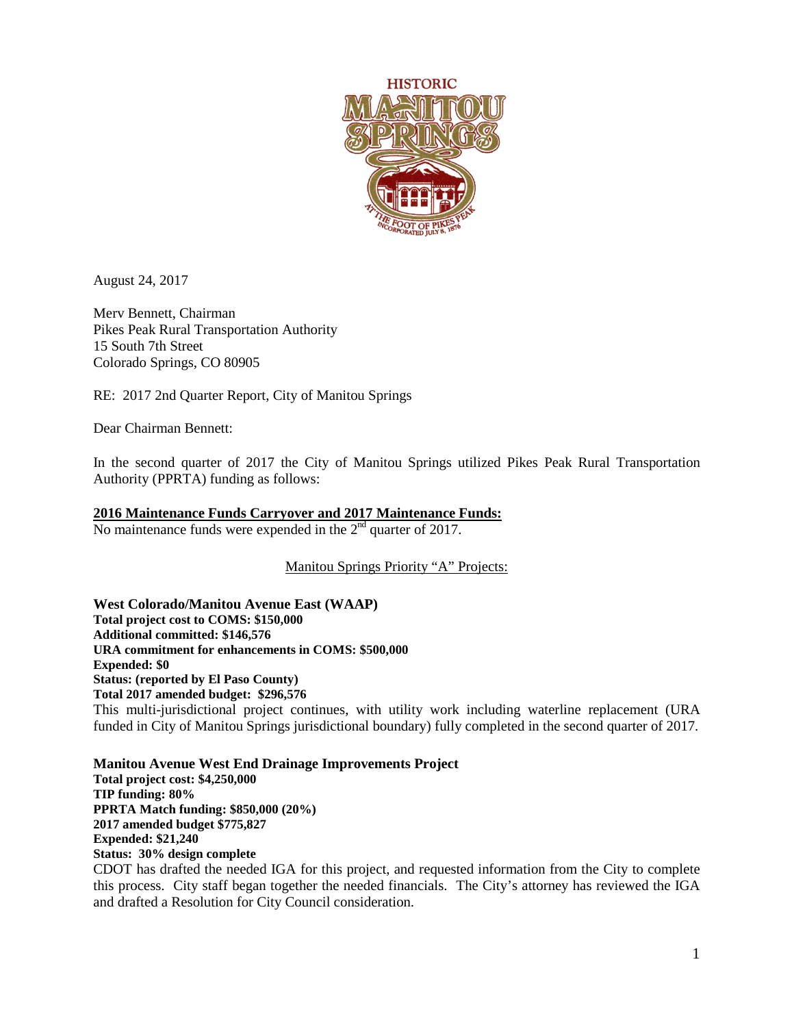August 24, 2017

Merv Bennett, Chairman
Pikes Peak Rural Transportation Authority
15 South 7th Street
Colorado Springs, CO 80905

RE: 2017 2nd Quarter Report, City of Manitou Springs

Dear Chairman Bennett:

In the second quarter of 2017 the City of Manitou Springs utilized Pikes Peak Rural Transportation Authority (PPRTA) funding as follows:

**2016 Maintenance Funds Carryover and 2017 Maintenance Funds:**

No maintenance funds were expended in the 2nd quarter of 2017.

Manitou Springs Priority "A" Projects:

**West Colorado/Manitou Avenue East (WAAP)**
**Total project cost to COMS: $150,000**
**Additional committed: $146,576**
**URA commitment for enhancements in COMS: $500,000**
**Expended: $0**
**Status: (reported by El Paso County)**
**Total 2017 amended budget: $296,576**

This multi-jurisdictional project continues, with utility work including waterline replacement (URA funded in City of Manitou Springs jurisdictional boundary) fully completed in the second quarter of 2017.

**Manitou Avenue West End Drainage Improvements Project**
**Total project cost: $4,250,000**
**TIP funding: 80%**
**PPRTA Match funding: $850,000 (20%)**
**2017 amended budget $775,827**
**Expended: $21,240**
**Status: 30% design complete**

CDOT has drafted the needed IGA for this project, and requested information from the City to complete this process. City staff began together the needed financials. The City's attorney has reviewed the IGA and drafted a Resolution for City Council consideration.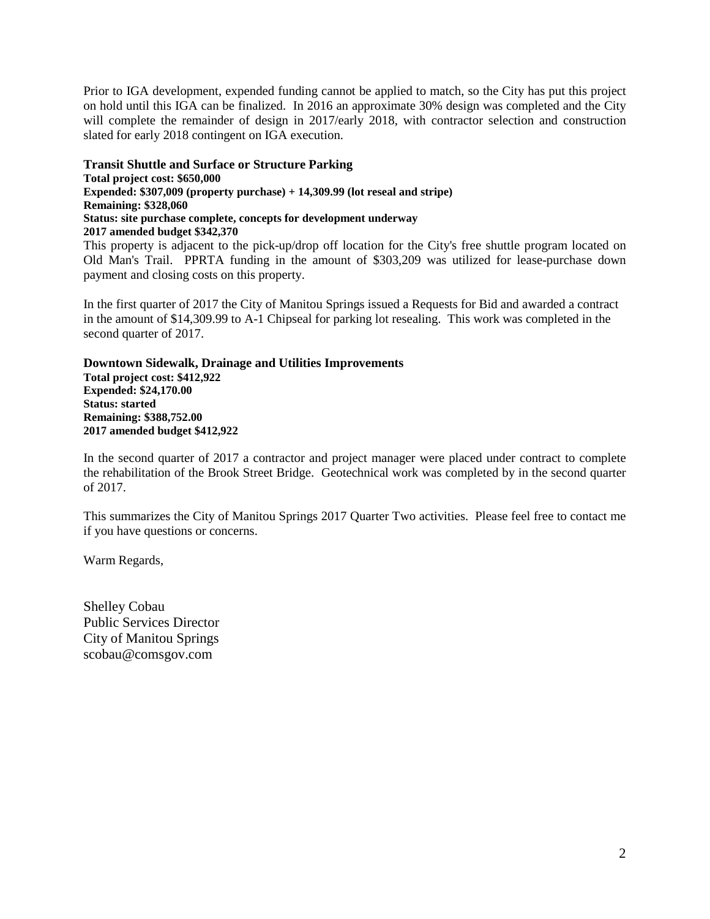Prior to IGA development, expended funding cannot be applied to match, so the City has put this project on hold until this IGA can be finalized. In 2016 an approximate 30% design was completed and the City will complete the remainder of design in 2017/early 2018, with contractor selection and construction slated for early 2018 contingent on IGA execution.

**Transit Shuttle and Surface or Structure Parking**
**Total project cost: $650,000**
**Expended: $307,009 (property purchase) + 14,309.99 (lot reseal and stripe)**
**Remaining: $328,060**
**Status: site purchase complete, concepts for development underway**
**2017 amended budget $342,370**

This property is adjacent to the pick-up/drop off location for the City's free shuttle program located on Old Man's Trail. PPRTA funding in the amount of $303,209 was utilized for lease-purchase down payment and closing costs on this property.

In the first quarter of 2017 the City of Manitou Springs issued a Requests for Bid and awarded a contract in the amount of $14,309.99 to A-1 Chipseal for parking lot resealing. This work was completed in the second quarter of 2017.

**Downtown Sidewalk, Drainage and Utilities Improvements**
**Total project cost: $412,922**
**Expended: $24,170.00**
**Status: started**
**Remaining: $388,752.00**
**2017 amended budget $412,922**

In the second quarter of 2017 a contractor and project manager were placed under contract to complete the rehabilitation of the Brook Street Bridge. Geotechnical work was completed by in the second quarter of 2017.

This summarizes the City of Manitou Springs 2017 Quarter Two activities. Please feel free to contact me if you have questions or concerns.

Warm Regards,

Shelley Cobau
Public Services Director
City of Manitou Springs
scobau@comsgov.com